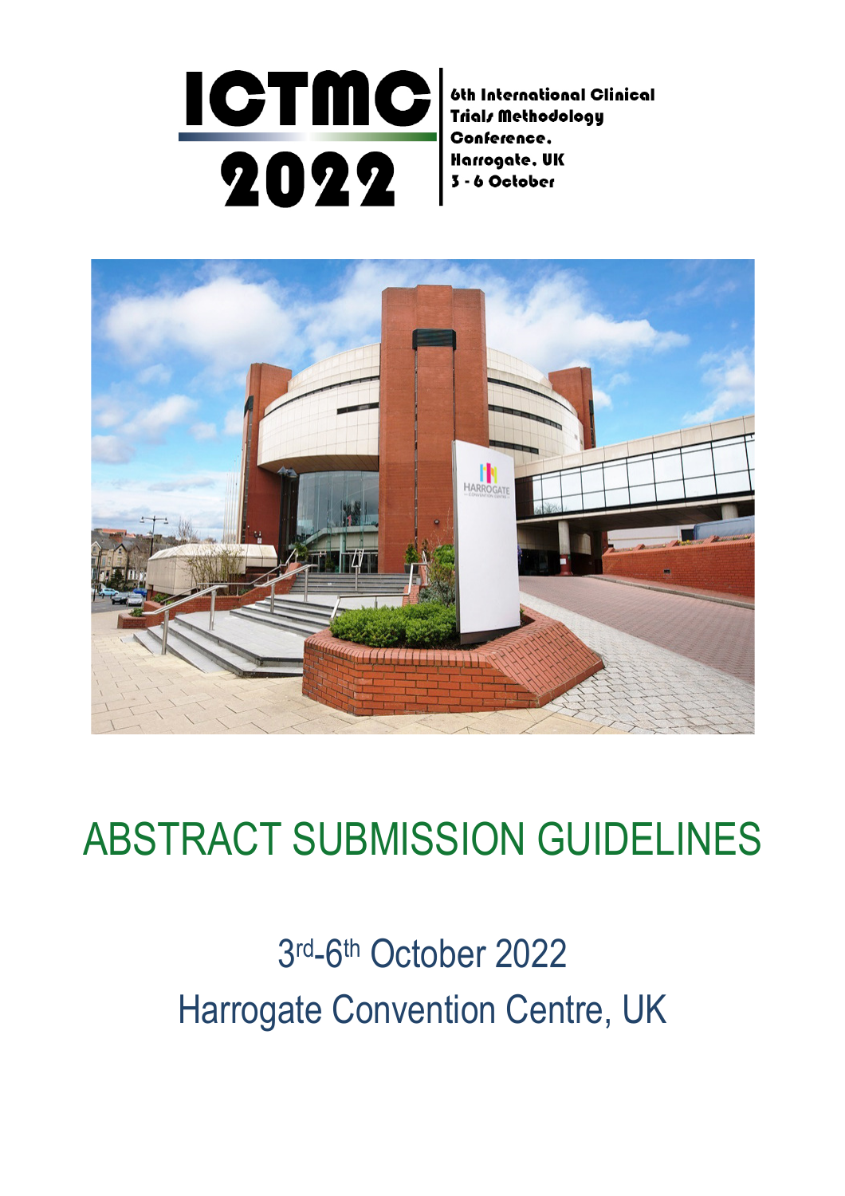# ICTMC 2022

**6th International Clinical Trials Methodology Conference, Harrogate, UK 3 - 6 October**

# ABSTRACT SUBMISSION GUIDELINES

## 3rd-6th October 2022
## Harrogate Convention Centre, UK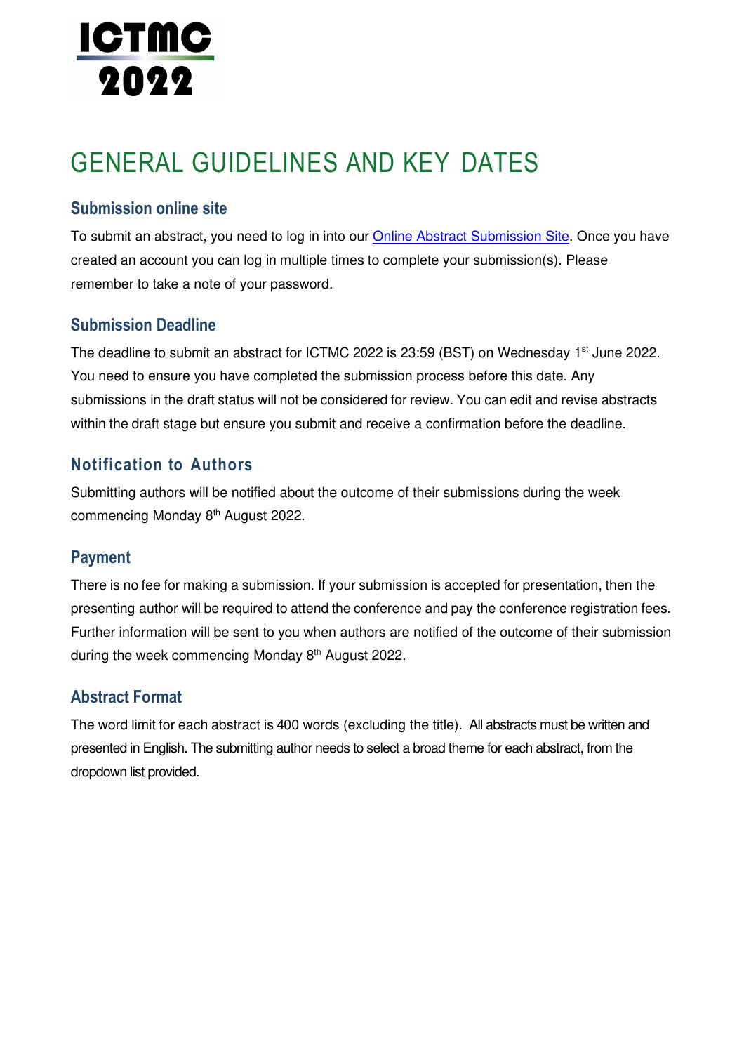# ICTMC 2022

# GENERAL GUIDELINES AND KEY DATES

## Submission online site

To submit an abstract, you need to log in into our [Online Abstract Submission Site](). Once you have created an account you can log in multiple times to complete your submission(s). Please remember to take a note of your password.

## Submission Deadline

The deadline to submit an abstract for ICTMC 2022 is 23:59 (BST) on Wednesday 1st June 2022. You need to ensure you have completed the submission process before this date. Any submissions in the draft status will not be considered for review. You can edit and revise abstracts within the draft stage but ensure you submit and receive a confirmation before the deadline.

## Notification to Authors

Submitting authors will be notified about the outcome of their submissions during the week commencing Monday 8th August 2022.

## Payment

There is no fee for making a submission. If your submission is accepted for presentation, then the presenting author will be required to attend the conference and pay the conference registration fees. Further information will be sent to you when authors are notified of the outcome of their submission during the week commencing Monday 8th August 2022.

## Abstract Format

The word limit for each abstract is 400 words (excluding the title). All abstracts must be written and presented in English. The submitting author needs to select a broad theme for each abstract, from the dropdown list provided.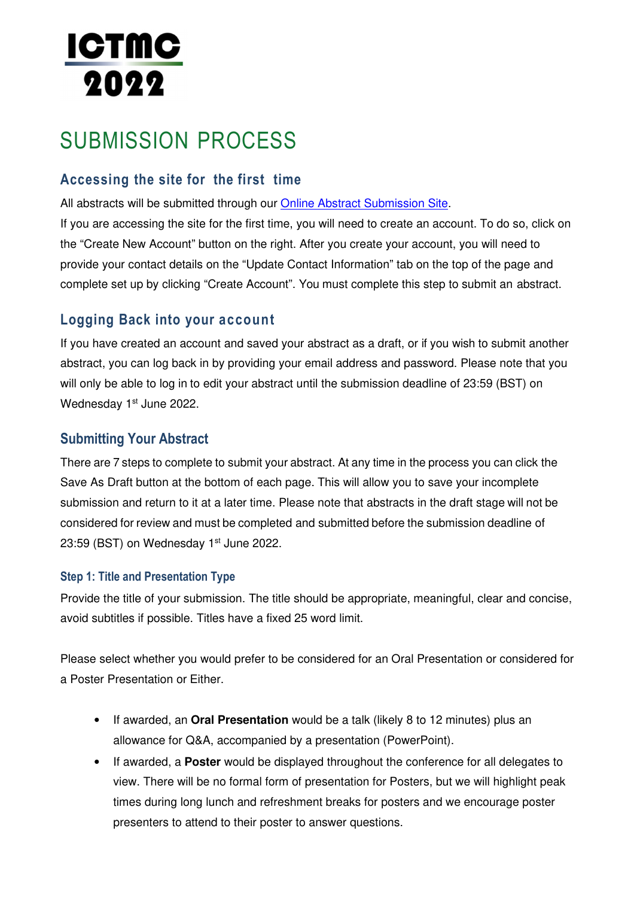# ICTMC 2022

# SUBMISSION PROCESS

## Accessing the site for the first time

All abstracts will be submitted through our [Online Abstract Submission Site](#).

If you are accessing the site for the first time, you will need to create an account. To do so, click on the "Create New Account" button on the right. After you create your account, you will need to provide your contact details on the "Update Contact Information" tab on the top of the page and complete set up by clicking "Create Account". You must complete this step to submit an abstract.

## Logging Back into your account

If you have created an account and saved your abstract as a draft, or if you wish to submit another abstract, you can log back in by providing your email address and password. Please note that you will only be able to log in to edit your abstract until the submission deadline of 23:59 (BST) on Wednesday 1st June 2022.

## Submitting Your Abstract

There are 7 steps to complete to submit your abstract. At any time in the process you can click the Save As Draft button at the bottom of each page. This will allow you to save your incomplete submission and return to it at a later time. Please note that abstracts in the draft stage will not be considered for review and must be completed and submitted before the submission deadline of 23:59 (BST) on Wednesday 1st June 2022.

### Step 1: Title and Presentation Type

Provide the title of your submission. The title should be appropriate, meaningful, clear and concise, avoid subtitles if possible. Titles have a fixed 25 word limit.

Please select whether you would prefer to be considered for an Oral Presentation or considered for a Poster Presentation or Either.

- If awarded, an **Oral Presentation** would be a talk (likely 8 to 12 minutes) plus an allowance for Q&A, accompanied by a presentation (PowerPoint).
- If awarded, a **Poster** would be displayed throughout the conference for all delegates to view. There will be no formal form of presentation for Posters, but we will highlight peak times during long lunch and refreshment breaks for posters and we encourage poster presenters to attend to their poster to answer questions.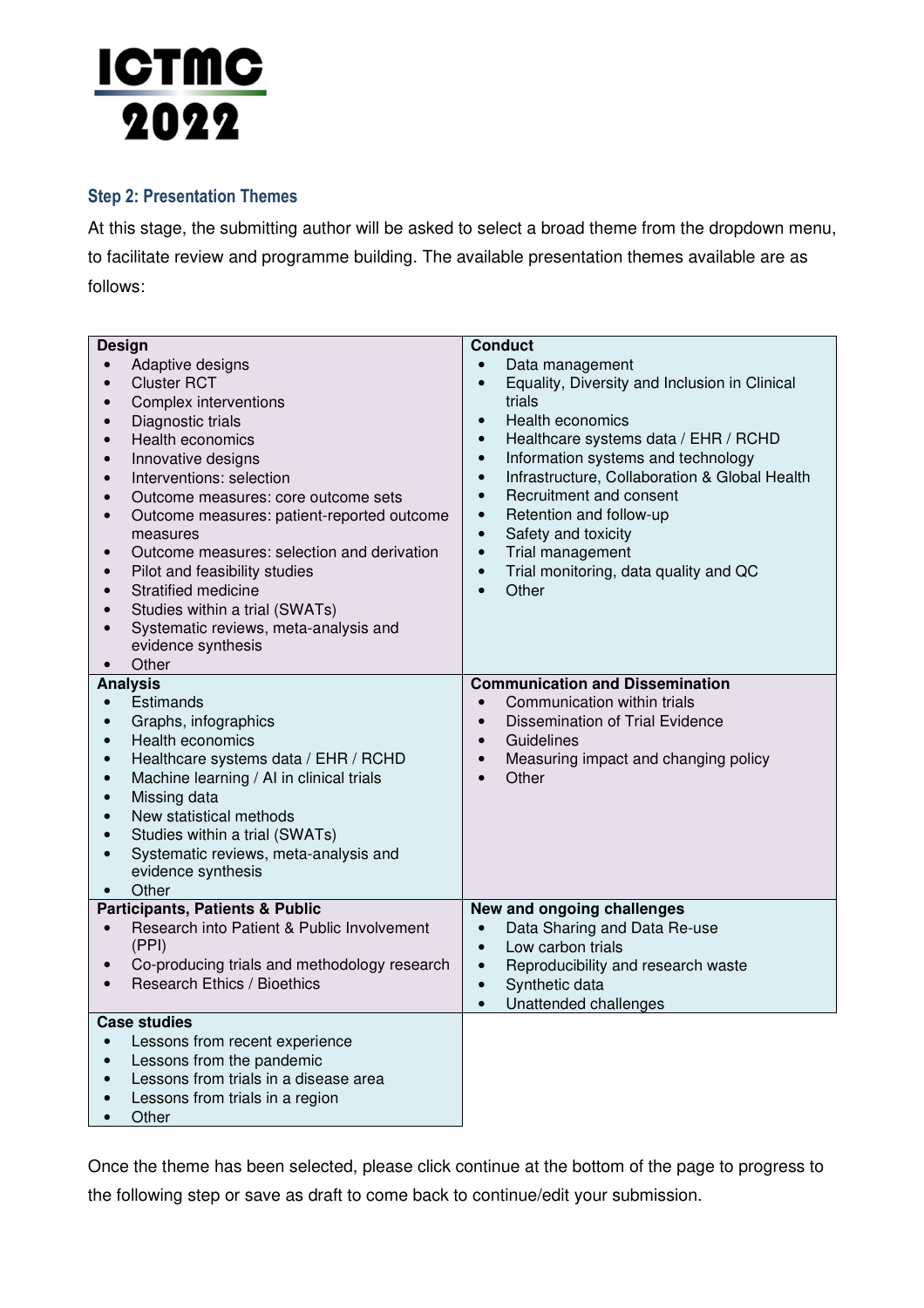ICTMC 2022

### Step 2: Presentation Themes

At this stage, the submitting author will be asked to select a broad theme from the dropdown menu, to facilitate review and programme building. The available presentation themes available are as follows:

**Design**
- Adaptive designs
- Cluster RCT
- Complex interventions
- Diagnostic trials
- Health economics
- Innovative designs
- Interventions: selection
- Outcome measures: core outcome sets
- Outcome measures: patient-reported outcome measures
- Outcome measures: selection and derivation
- Pilot and feasibility studies
- Stratified medicine
- Studies within a trial (SWATs)
- Systematic reviews, meta-analysis and evidence synthesis
- Other

**Conduct**
- Data management
- Equality, Diversity and Inclusion in Clinical trials
- Health economics
- Healthcare systems data / EHR / RCHD
- Information systems and technology
- Infrastructure, Collaboration & Global Health
- Recruitment and consent
- Retention and follow-up
- Safety and toxicity
- Trial management
- Trial monitoring, data quality and QC
- Other

**Analysis**
- Estimands
- Graphs, infographics
- Health economics
- Healthcare systems data / EHR / RCHD
- Machine learning / AI in clinical trials
- Missing data
- New statistical methods
- Studies within a trial (SWATs)
- Systematic reviews, meta-analysis and evidence synthesis
- Other

**Communication and Dissemination**
- Communication within trials
- Dissemination of Trial Evidence
- Guidelines
- Measuring impact and changing policy
- Other

**Participants, Patients & Public**
- Research into Patient & Public Involvement (PPI)
- Co-producing trials and methodology research
- Research Ethics / Bioethics

**New and ongoing challenges**
- Data Sharing and Data Re-use
- Low carbon trials
- Reproducibility and research waste
- Synthetic data
- Unattended challenges

**Case studies**
- Lessons from recent experience
- Lessons from the pandemic
- Lessons from trials in a disease area
- Lessons from trials in a region
- Other

Once the theme has been selected, please click continue at the bottom of the page to progress to the following step or save as draft to come back to continue/edit your submission.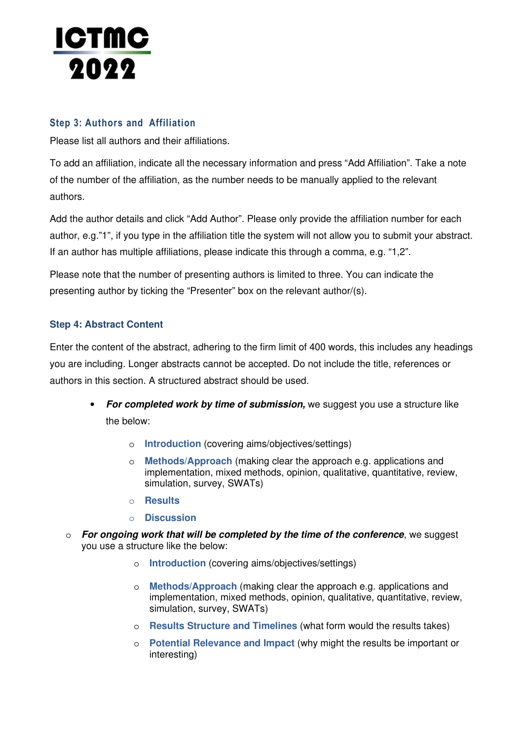### Step 3: Authors and Affiliation

Please list all authors and their affiliations.

To add an affiliation, indicate all the necessary information and press “Add Affiliation”. Take a note of the number of the affiliation, as the number needs to be manually applied to the relevant authors.

Add the author details and click “Add Author”. Please only provide the affiliation number for each author, e.g.”1”, if you type in the affiliation title the system will not allow you to submit your abstract. If an author has multiple affiliations, please indicate this through a comma, e.g. “1,2”.

Please note that the number of presenting authors is limited to three. You can indicate the presenting author by ticking the “Presenter” box on the relevant author/(s).

### Step 4: Abstract Content

Enter the content of the abstract, adhering to the firm limit of 400 words, this includes any headings you are including. Longer abstracts cannot be accepted. Do not include the title, references or authors in this section. A structured abstract should be used.

- ***For completed work by time of submission,*** we suggest you use a structure like the below:
  - **Introduction** (covering aims/objectives/settings)
  - **Methods/Approach** (making clear the approach e.g. applications and implementation, mixed methods, opinion, qualitative, quantitative, review, simulation, survey, SWATs)
  - **Results**
  - **Discussion**
- ***For ongoing work that will be completed by the time of the conference***, we suggest you use a structure like the below:
  - **Introduction** (covering aims/objectives/settings)
  - **Methods/Approach** (making clear the approach e.g. applications and implementation, mixed methods, opinion, qualitative, quantitative, review, simulation, survey, SWATs)
  - **Results Structure and Timelines** (what form would the results takes)
  - **Potential Relevance and Impact** (why might the results be important or interesting)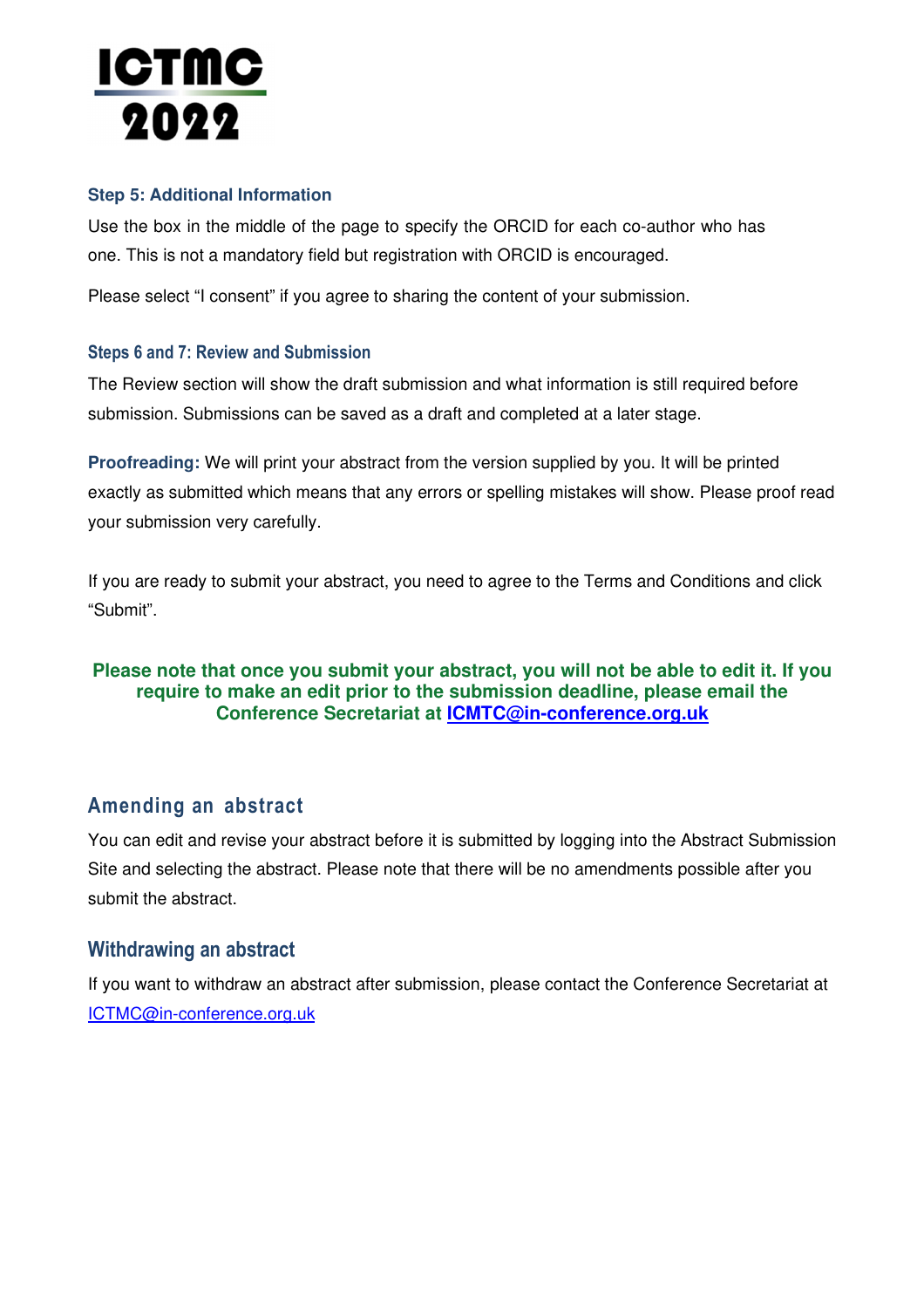### Step 5: Additional Information

Use the box in the middle of the page to specify the ORCID for each co-author who has one. This is not a mandatory field but registration with ORCID is encouraged.

Please select "I consent" if you agree to sharing the content of your submission.

### Steps 6 and 7: Review and Submission

The Review section will show the draft submission and what information is still required before submission. Submissions can be saved as a draft and completed at a later stage.

**Proofreading:** We will print your abstract from the version supplied by you. It will be printed exactly as submitted which means that any errors or spelling mistakes will show. Please proof read your submission very carefully.

If you are ready to submit your abstract, you need to agree to the Terms and Conditions and click "Submit".

**Please note that once you submit your abstract, you will not be able to edit it. If you require to make an edit prior to the submission deadline, please email the Conference Secretariat at ICMTC@in-conference.org.uk**

## Amending an abstract

You can edit and revise your abstract before it is submitted by logging into the Abstract Submission Site and selecting the abstract. Please note that there will be no amendments possible after you submit the abstract.

## Withdrawing an abstract

If you want to withdraw an abstract after submission, please contact the Conference Secretariat at ICTMC@in-conference.org.uk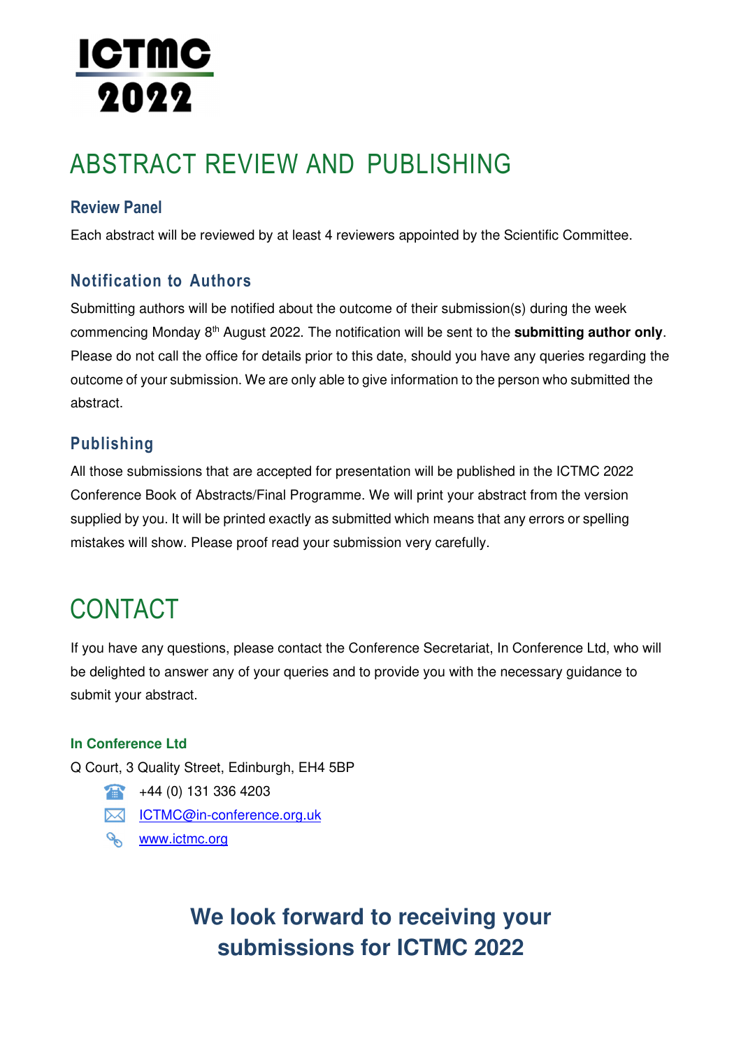ICTMC 2022

# ABSTRACT REVIEW AND PUBLISHING

### Review Panel

Each abstract will be reviewed by at least 4 reviewers appointed by the Scientific Committee.

### Notification to Authors

Submitting authors will be notified about the outcome of their submission(s) during the week commencing Monday 8th August 2022. The notification will be sent to the **submitting author only**. Please do not call the office for details prior to this date, should you have any queries regarding the outcome of your submission. We are only able to give information to the person who submitted the abstract.

### Publishing

All those submissions that are accepted for presentation will be published in the ICTMC 2022 Conference Book of Abstracts/Final Programme. We will print your abstract from the version supplied by you. It will be printed exactly as submitted which means that any errors or spelling mistakes will show. Please proof read your submission very carefully.

# CONTACT

If you have any questions, please contact the Conference Secretariat, In Conference Ltd, who will be delighted to answer any of your queries and to provide you with the necessary guidance to submit your abstract.

**In Conference Ltd**

Q Court, 3 Quality Street, Edinburgh, EH4 5BP

- +44 (0) 131 336 4203
- ICTMC@in-conference.org.uk
- www.ictmc.org

**We look forward to receiving your submissions for ICTMC 2022**